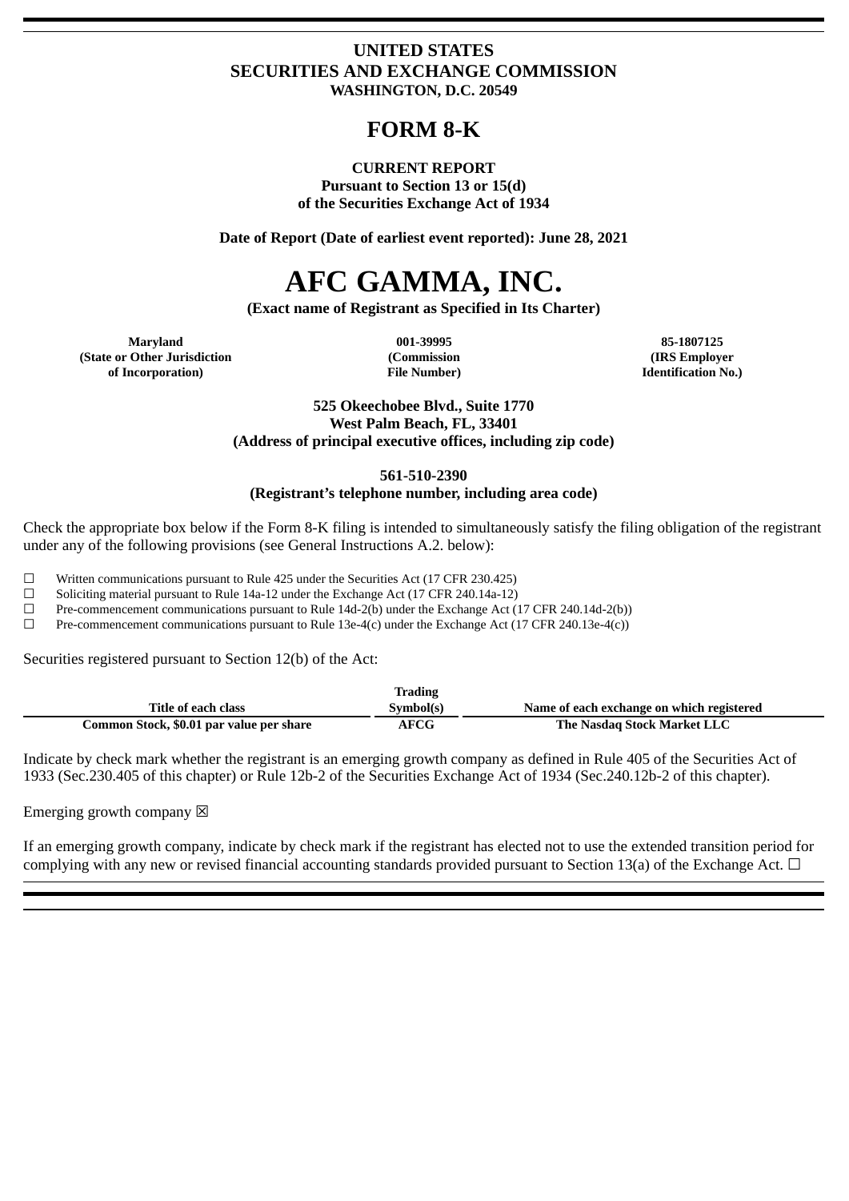# UNITED STATES
# SECURITIES AND EXCHANGE COMMISSION
**WASHINGTON, D.C. 20549**

# FORM 8-K

**CURRENT REPORT**
**Pursuant to Section 13 or 15(d)**
**of the Securities Exchange Act of 1934**

**Date of Report (Date of earliest event reported): June 28, 2021**

# AFC GAMMA, INC.

**(Exact name of Registrant as Specified in Its Charter)**

| Maryland | 001-39995 | 85-1807125 |
|---|---|---|
| (State or Other Jurisdiction of Incorporation) | (Commission File Number) | (IRS Employer Identification No.) |

**525 Okeechobee Blvd., Suite 1770**
**West Palm Beach, FL, 33401**
**(Address of principal executive offices, including zip code)**

**561-510-2390**
**(Registrant's telephone number, including area code)**

Check the appropriate box below if the Form 8-K filing is intended to simultaneously satisfy the filing obligation of the registrant under any of the following provisions (see General Instructions A.2. below):

☐ Written communications pursuant to Rule 425 under the Securities Act (17 CFR 230.425)
☐ Soliciting material pursuant to Rule 14a-12 under the Exchange Act (17 CFR 240.14a-12)
☐ Pre-commencement communications pursuant to Rule 14d-2(b) under the Exchange Act (17 CFR 240.14d-2(b))
☐ Pre-commencement communications pursuant to Rule 13e-4(c) under the Exchange Act (17 CFR 240.13e-4(c))

Securities registered pursuant to Section 12(b) of the Act:

| Title of each class | Trading Symbol(s) | Name of each exchange on which registered |
|---|---|---|
| Common Stock, $0.01 par value per share | AFCG | The Nasdaq Stock Market LLC |

Indicate by check mark whether the registrant is an emerging growth company as defined in Rule 405 of the Securities Act of 1933 (Sec.230.405 of this chapter) or Rule 12b-2 of the Securities Exchange Act of 1934 (Sec.240.12b-2 of this chapter).

Emerging growth company ☒

If an emerging growth company, indicate by check mark if the registrant has elected not to use the extended transition period for complying with any new or revised financial accounting standards provided pursuant to Section 13(a) of the Exchange Act. ☐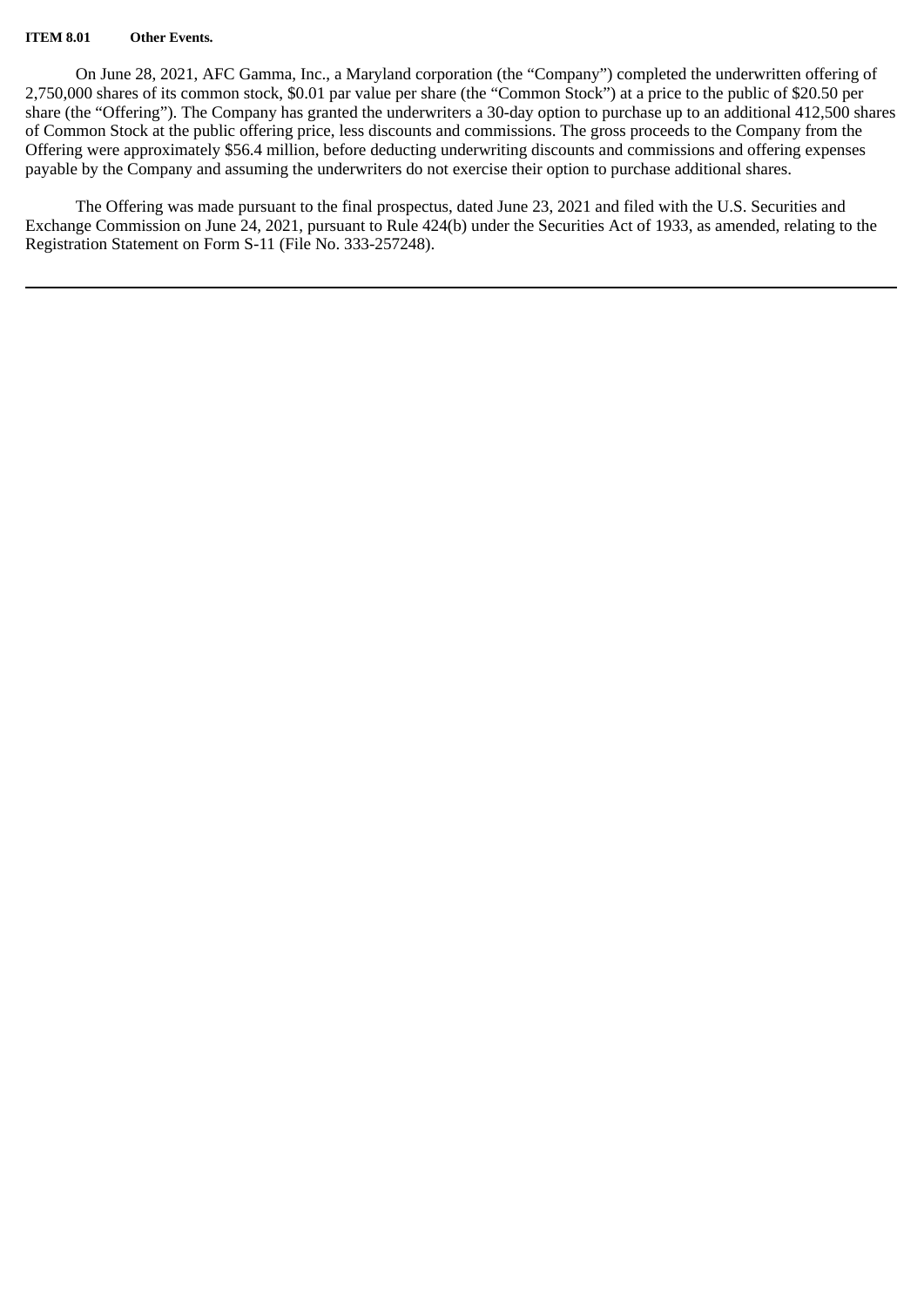**ITEM 8.01 Other Events.**

On June 28, 2021, AFC Gamma, Inc., a Maryland corporation (the "Company") completed the underwritten offering of 2,750,000 shares of its common stock, $0.01 par value per share (the "Common Stock") at a price to the public of $20.50 per share (the "Offering"). The Company has granted the underwriters a 30-day option to purchase up to an additional 412,500 shares of Common Stock at the public offering price, less discounts and commissions. The gross proceeds to the Company from the Offering were approximately $56.4 million, before deducting underwriting discounts and commissions and offering expenses payable by the Company and assuming the underwriters do not exercise their option to purchase additional shares.

The Offering was made pursuant to the final prospectus, dated June 23, 2021 and filed with the U.S. Securities and Exchange Commission on June 24, 2021, pursuant to Rule 424(b) under the Securities Act of 1933, as amended, relating to the Registration Statement on Form S-11 (File No. 333-257248).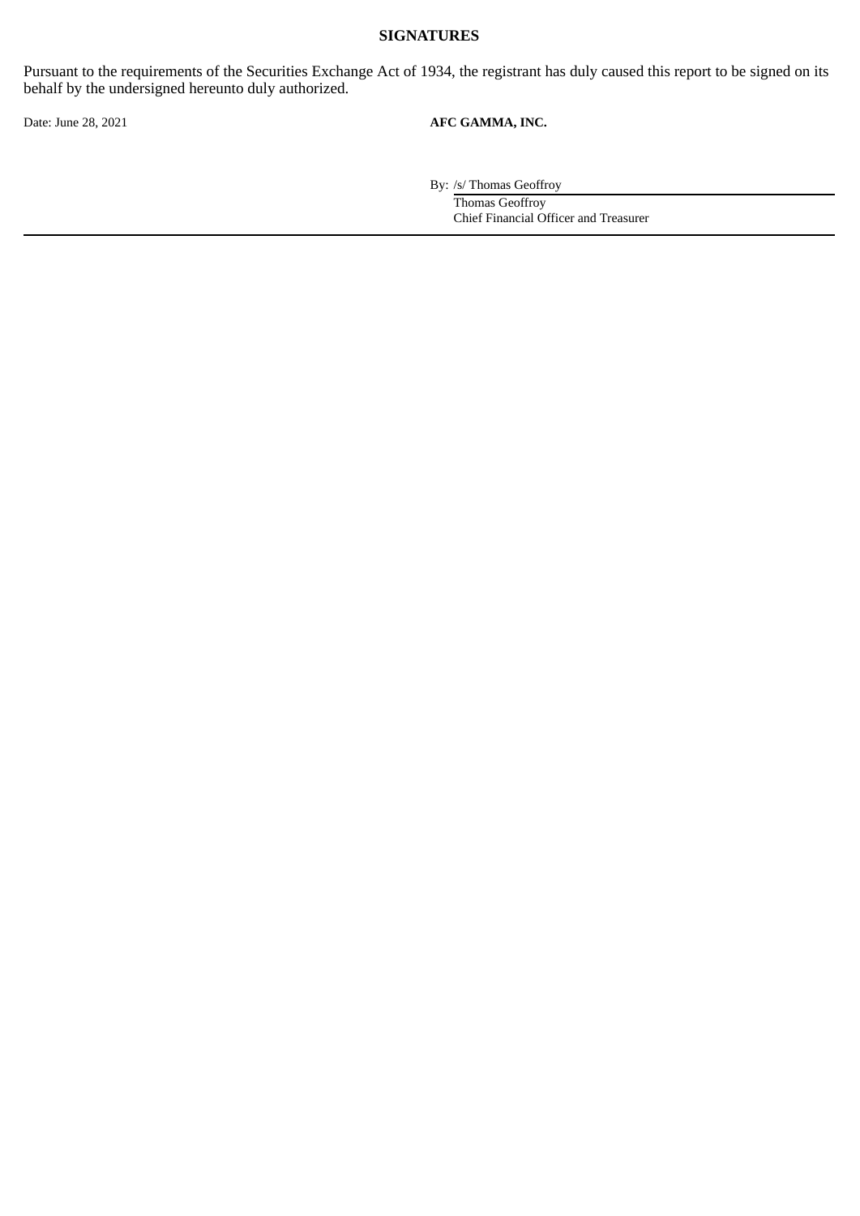**SIGNATURES**

Pursuant to the requirements of the Securities Exchange Act of 1934, the registrant has duly caused this report to be signed on its behalf by the undersigned hereunto duly authorized.

Date: June 28, 2021

**AFC GAMMA, INC.**

By: /s/ Thomas Geoffroy

Thomas Geoffroy
Chief Financial Officer and Treasurer